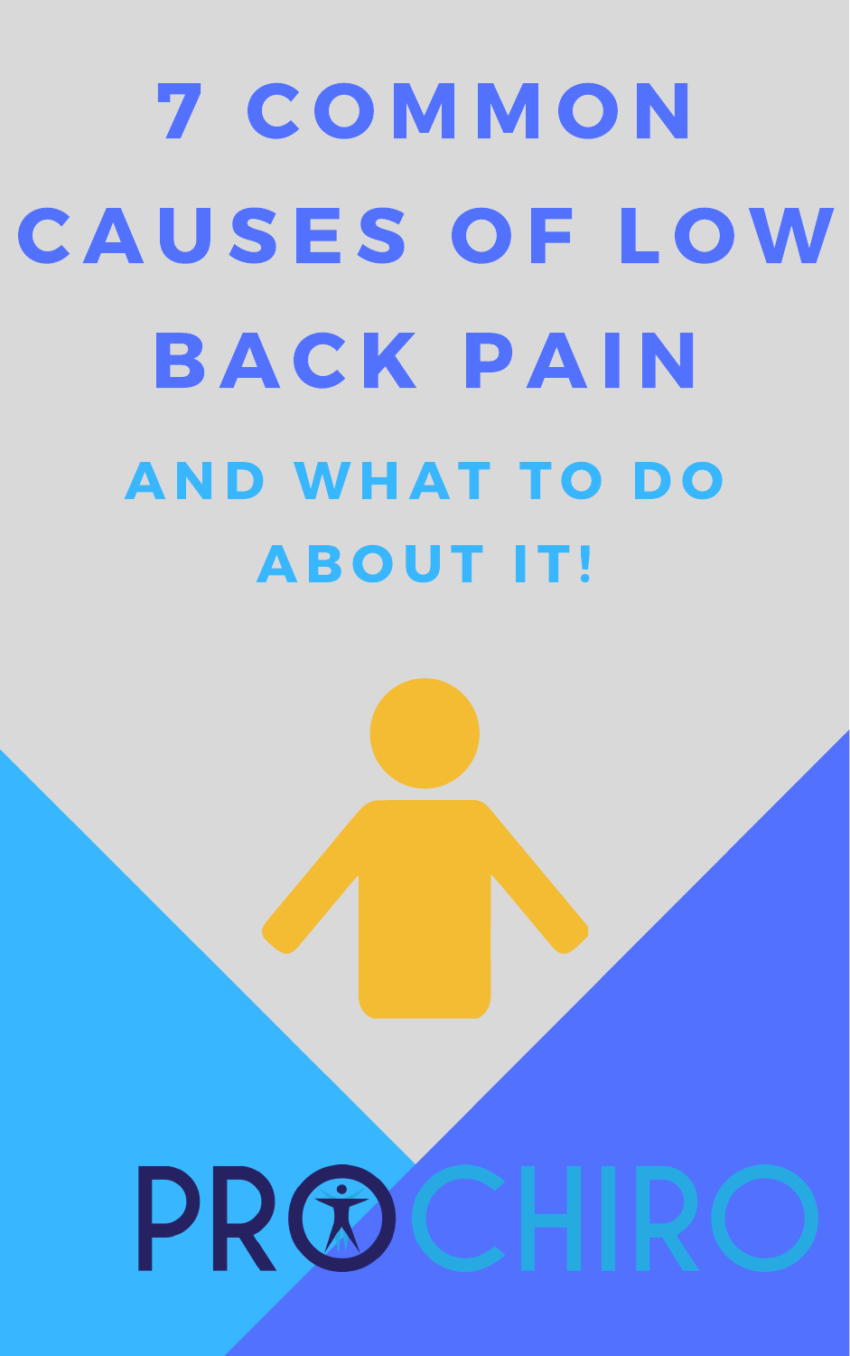# 7 COMMON CAUSES OF LOW BACK PAIN

## AND WHAT TO DO ABOUT IT!

PROCHIRO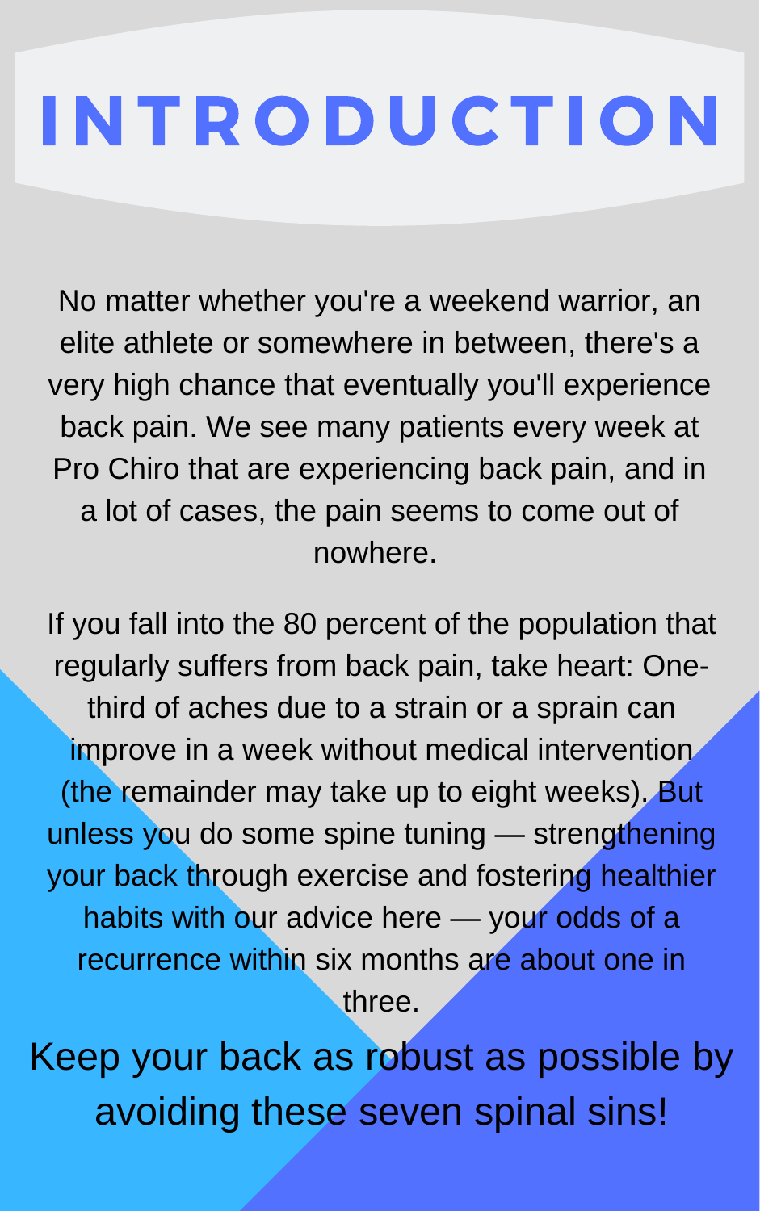# INTRODUCTION

No matter whether you're a weekend warrior, an elite athlete or somewhere in between, there's a very high chance that eventually you'll experience back pain. We see many patients every week at Pro Chiro that are experiencing back pain, and in a lot of cases, the pain seems to come out of nowhere.

If you fall into the 80 percent of the population that regularly suffers from back pain, take heart: One-third of aches due to a strain or a sprain can improve in a week without medical intervention (the remainder may take up to eight weeks). But unless you do some spine tuning — strengthening your back through exercise and fostering healthier habits with our advice here — your odds of a recurrence within six months are about one in three.

Keep your back as robust as possible by avoiding these seven spinal sins!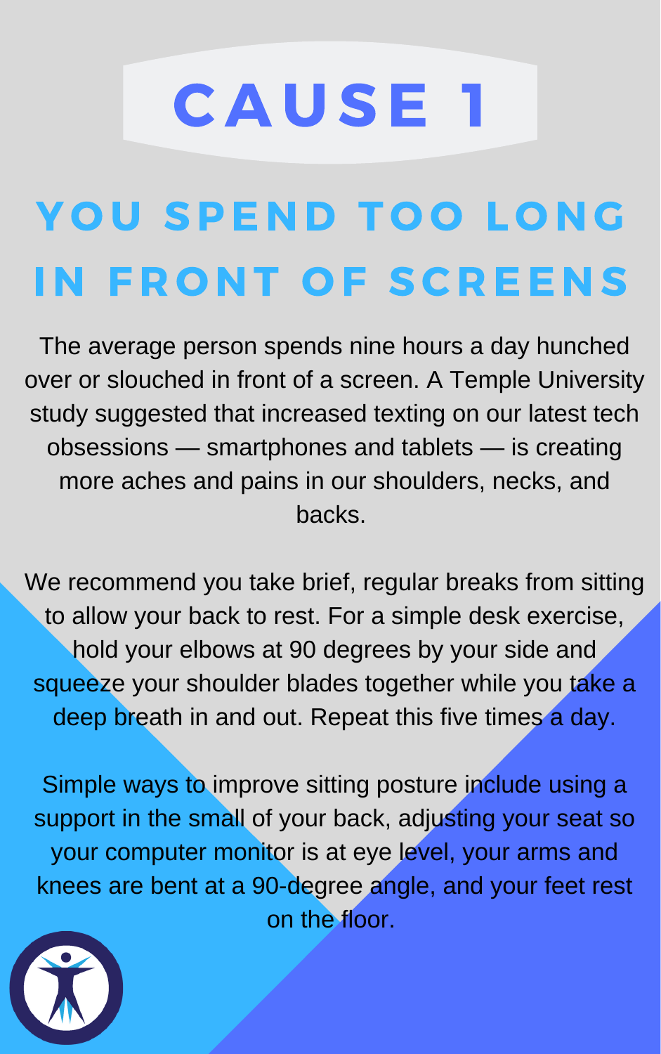# CAUSE 1

## YOU SPEND TOO LONG IN FRONT OF SCREENS

The average person spends nine hours a day hunched over or slouched in front of a screen. A Temple University study suggested that increased texting on our latest tech obsessions — smartphones and tablets — is creating more aches and pains in our shoulders, necks, and backs.

We recommend you take brief, regular breaks from sitting to allow your back to rest. For a simple desk exercise, hold your elbows at 90 degrees by your side and squeeze your shoulder blades together while you take a deep breath in and out. Repeat this five times a day.

Simple ways to improve sitting posture include using a support in the small of your back, adjusting your seat so your computer monitor is at eye level, your arms and knees are bent at a 90-degree angle, and your feet rest on the floor.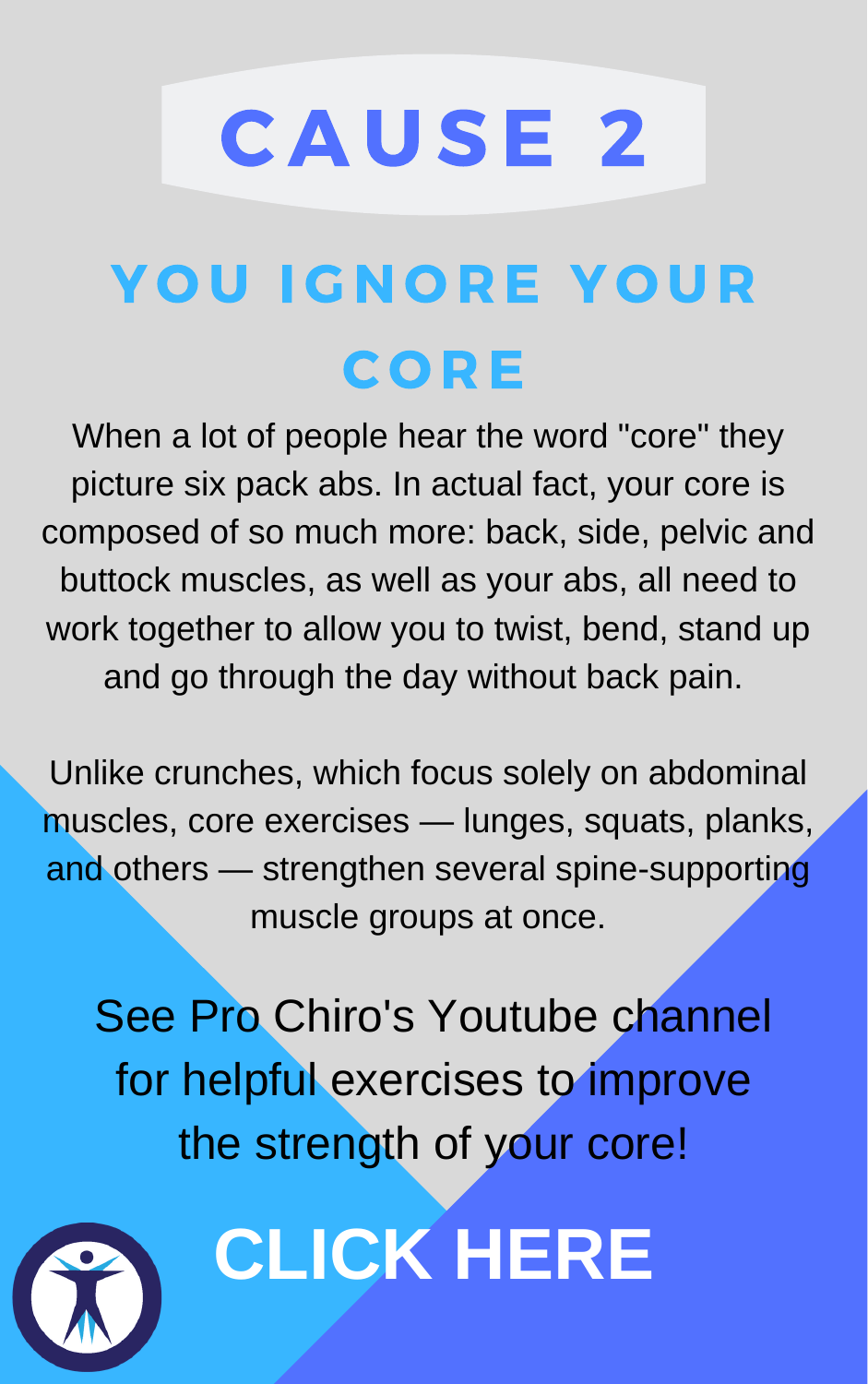# CAUSE 2

## YOU IGNORE YOUR CORE

When a lot of people hear the word "core" they picture six pack abs. In actual fact, your core is composed of so much more: back, side, pelvic and buttock muscles, as well as your abs, all need to work together to allow you to twist, bend, stand up and go through the day without back pain.

Unlike crunches, which focus solely on abdominal muscles, core exercises — lunges, squats, planks, and others — strengthen several spine-supporting muscle groups at once.

See Pro Chiro's Youtube channel for helpful exercises to improve the strength of your core!

**CLICK HERE**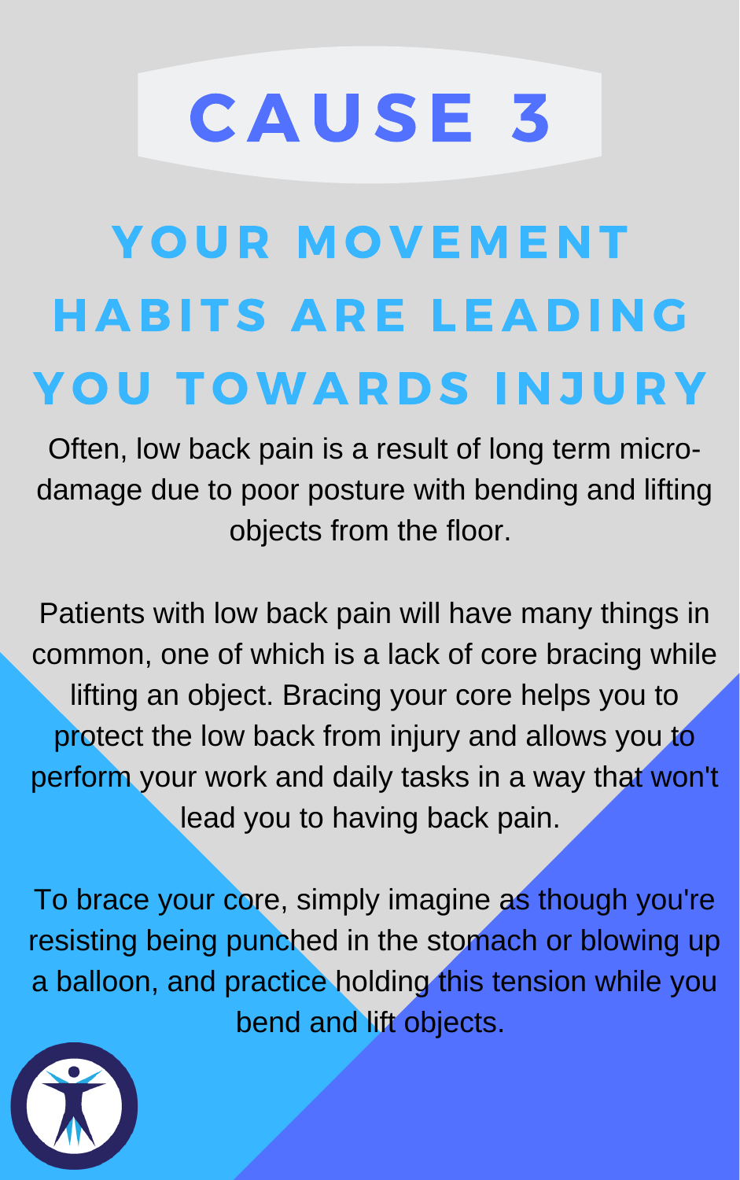# CAUSE 3

## YOUR MOVEMENT HABITS ARE LEADING YOU TOWARDS INJURY

Often, low back pain is a result of long term micro-damage due to poor posture with bending and lifting objects from the floor.

Patients with low back pain will have many things in common, one of which is a lack of core bracing while lifting an object. Bracing your core helps you to protect the low back from injury and allows you to perform your work and daily tasks in a way that won't lead you to having back pain.

To brace your core, simply imagine as though you're resisting being punched in the stomach or blowing up a balloon, and practice holding this tension while you bend and lift objects.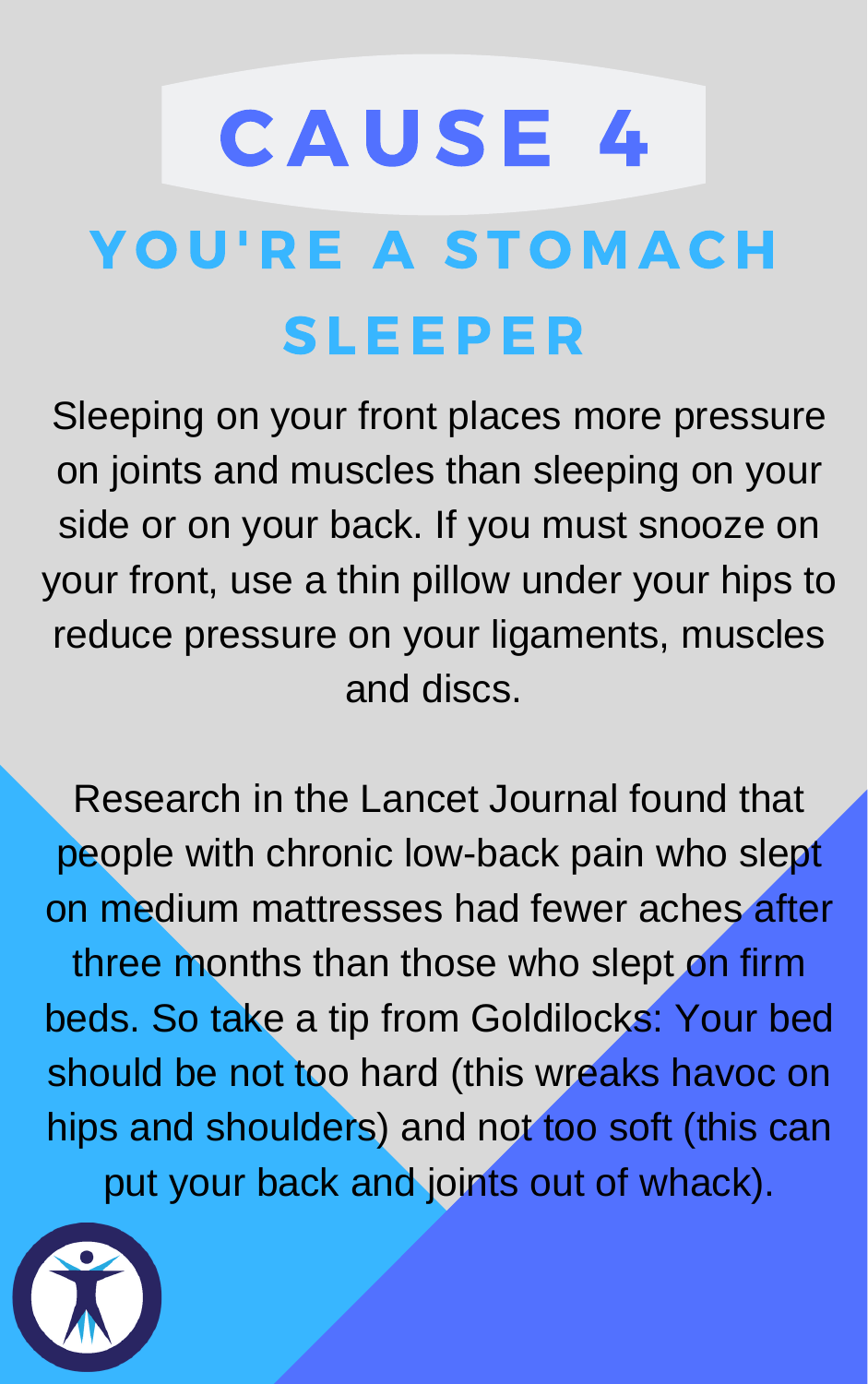# CAUSE 4

## YOU'RE A STOMACH SLEEPER

Sleeping on your front places more pressure on joints and muscles than sleeping on your side or on your back. If you must snooze on your front, use a thin pillow under your hips to reduce pressure on your ligaments, muscles and discs.

Research in the Lancet Journal found that people with chronic low-back pain who slept on medium mattresses had fewer aches after three months than those who slept on firm beds. So take a tip from Goldilocks: Your bed should be not too hard (this wreaks havoc on hips and shoulders) and not too soft (this can put your back and joints out of whack).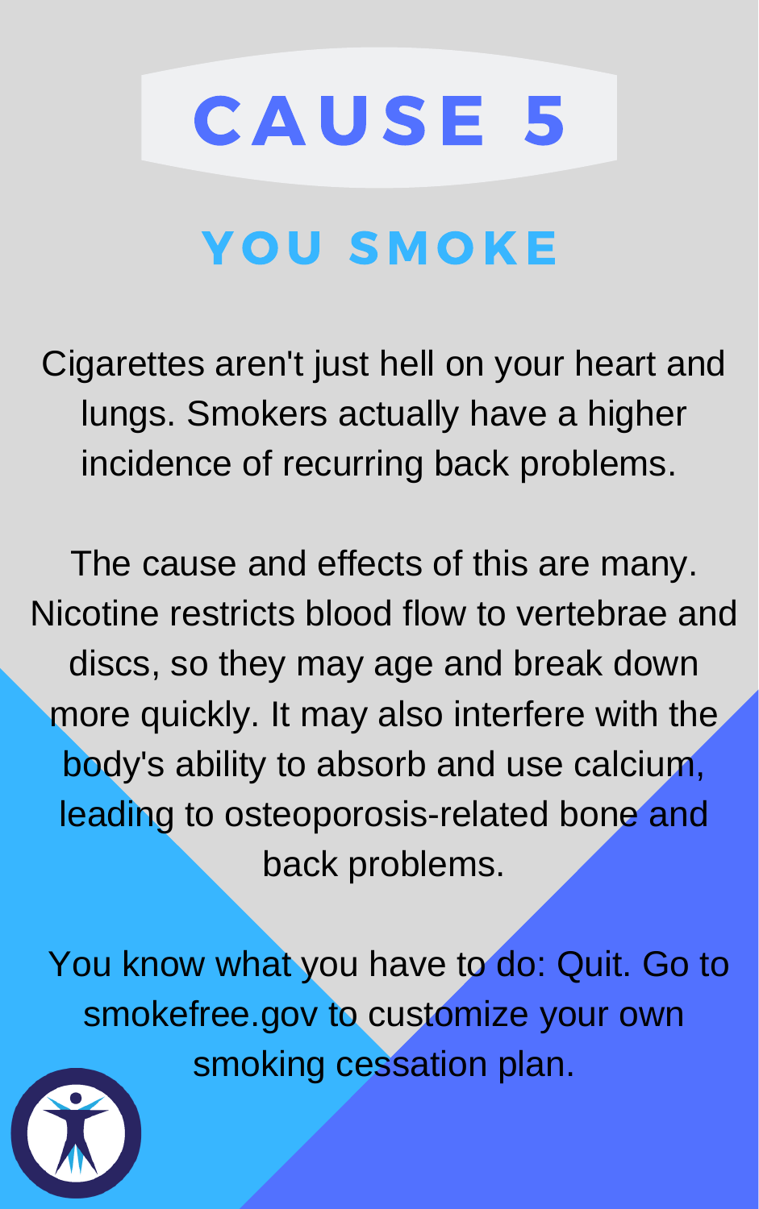# CAUSE 5

## YOU SMOKE

Cigarettes aren't just hell on your heart and lungs. Smokers actually have a higher incidence of recurring back problems.

The cause and effects of this are many. Nicotine restricts blood flow to vertebrae and discs, so they may age and break down more quickly. It may also interfere with the body's ability to absorb and use calcium, leading to osteoporosis-related bone and back problems.

You know what you have to do: Quit. Go to smokefree.gov to customize your own smoking cessation plan.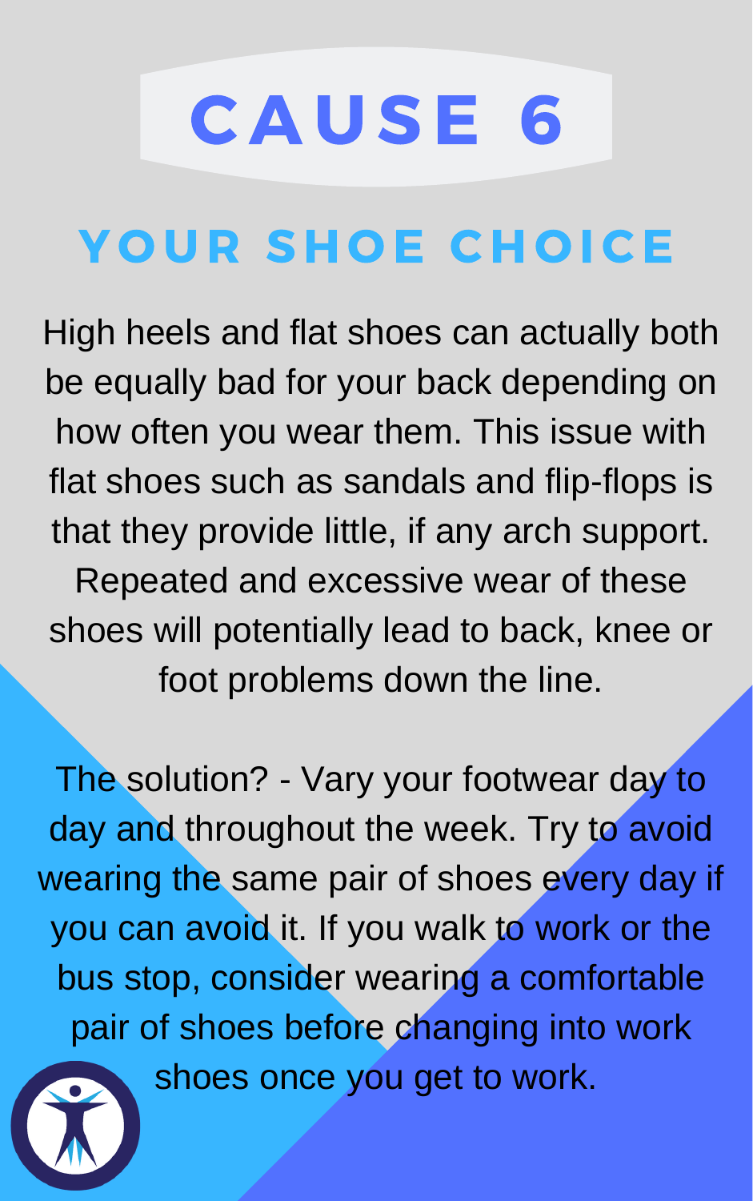# CAUSE 6

## YOUR SHOE CHOICE

High heels and flat shoes can actually both be equally bad for your back depending on how often you wear them. This issue with flat shoes such as sandals and flip-flops is that they provide little, if any arch support. Repeated and excessive wear of these shoes will potentially lead to back, knee or foot problems down the line.

The solution? - Vary your footwear day to day and throughout the week. Try to avoid wearing the same pair of shoes every day if you can avoid it. If you walk to work or the bus stop, consider wearing a comfortable pair of shoes before changing into work shoes once you get to work.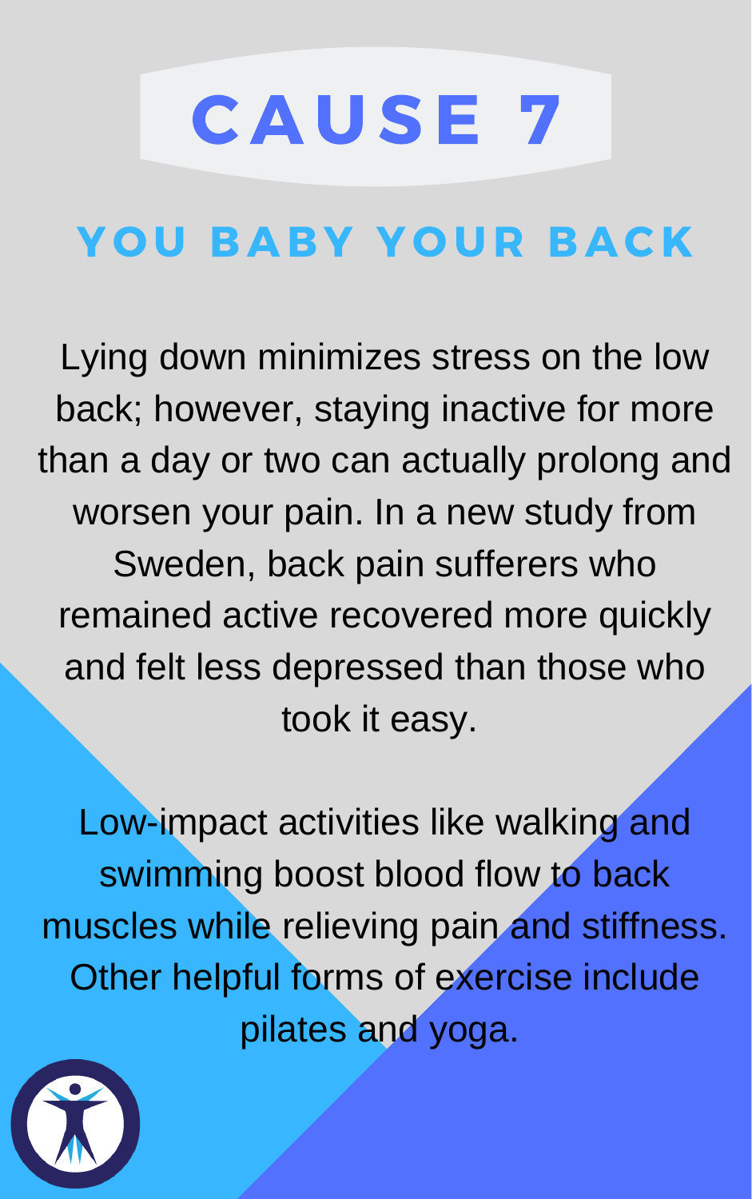# CAUSE 7

## YOU BABY YOUR BACK

Lying down minimizes stress on the low back; however, staying inactive for more than a day or two can actually prolong and worsen your pain. In a new study from Sweden, back pain sufferers who remained active recovered more quickly and felt less depressed than those who took it easy.

Low-impact activities like walking and swimming boost blood flow to back muscles while relieving pain and stiffness. Other helpful forms of exercise include pilates and yoga.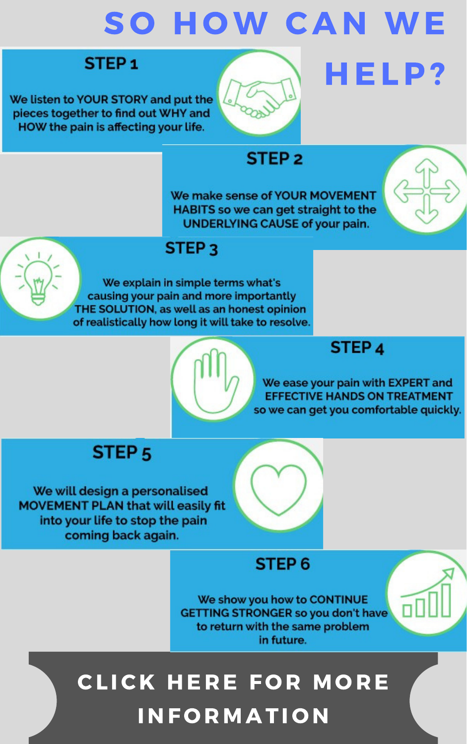# SO HOW CAN WE HELP?

### STEP 1

We listen to YOUR STORY and put the pieces together to find out WHY and HOW the pain is affecting your life.

### STEP 2

We make sense of YOUR MOVEMENT HABITS so we can get straight to the UNDERLYING CAUSE of your pain.

### STEP 3

We explain in simple terms what's causing your pain and more importantly THE SOLUTION, as well as an honest opinion of realistically how long it will take to resolve.

### STEP 4

We ease your pain with EXPERT and EFFECTIVE HANDS ON TREATMENT so we can get you comfortable quickly.

### STEP 5

We will design a personalised MOVEMENT PLAN that will easily fit into your life to stop the pain coming back again.

### STEP 6

We show you how to CONTINUE GETTING STRONGER so you don't have to return with the same problem in future.

**CLICK HERE FOR MORE INFORMATION**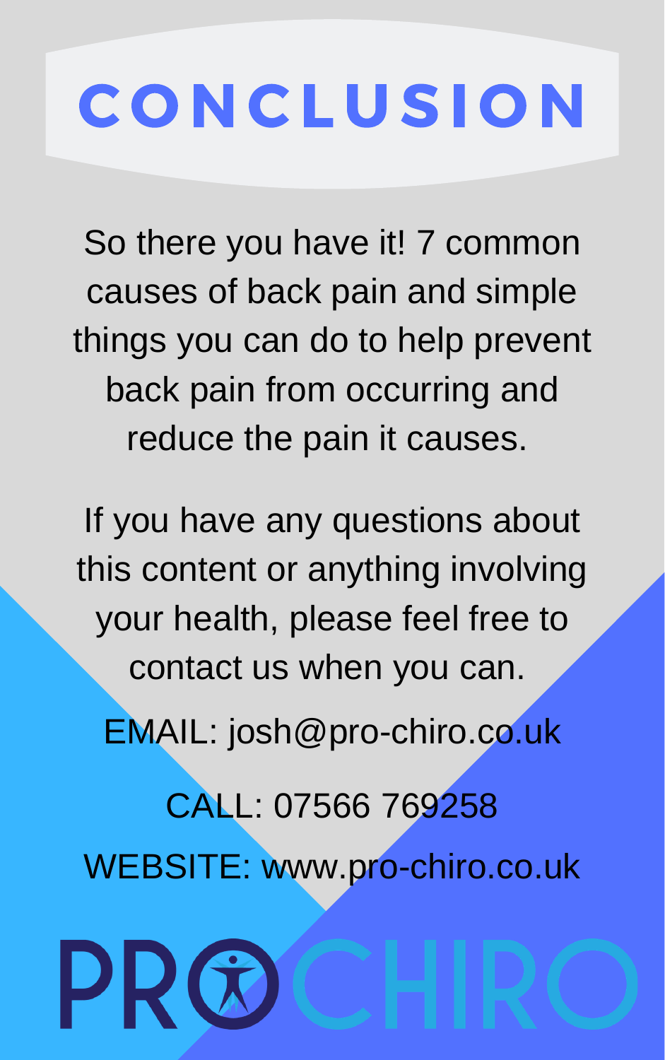# CONCLUSION

So there you have it! 7 common causes of back pain and simple things you can do to help prevent back pain from occurring and reduce the pain it causes.

If you have any questions about this content or anything involving your health, please feel free to contact us when you can.

EMAIL: josh@pro-chiro.co.uk

CALL: 07566 769258

WEBSITE: www.pro-chiro.co.uk

PRO CHIRO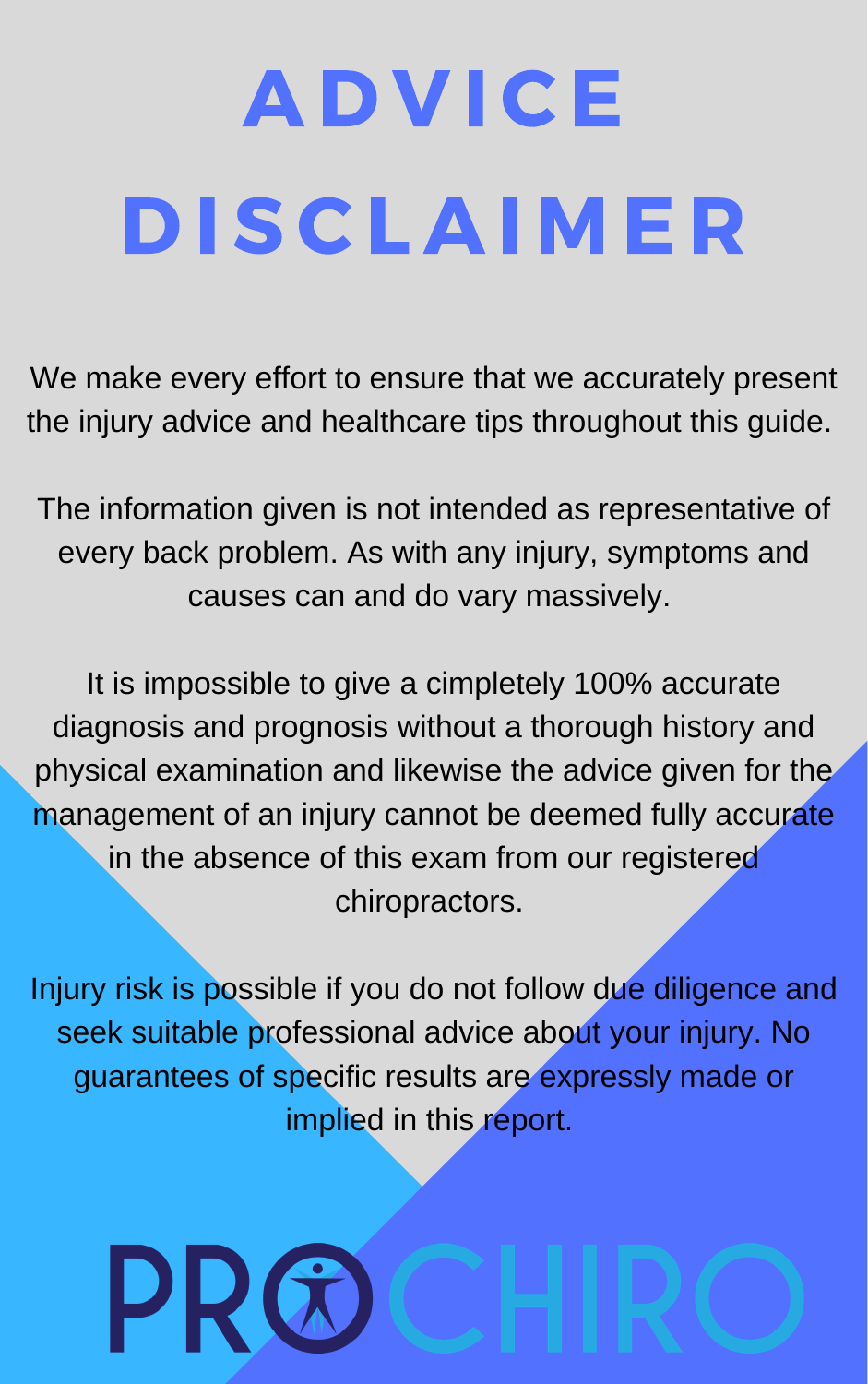# ADVICE DISCLAIMER

We make every effort to ensure that we accurately present the injury advice and healthcare tips throughout this guide.

The information given is not intended as representative of every back problem. As with any injury, symptoms and causes can and do vary massively.

It is impossible to give a cimpletely 100% accurate diagnosis and prognosis without a thorough history and physical examination and likewise the advice given for the management of an injury cannot be deemed fully accurate in the absence of this exam from our registered chiropractors.

Injury risk is possible if you do not follow due diligence and seek suitable professional advice about your injury. No guarantees of specific results are expressly made or implied in this report.

PROCHIRO